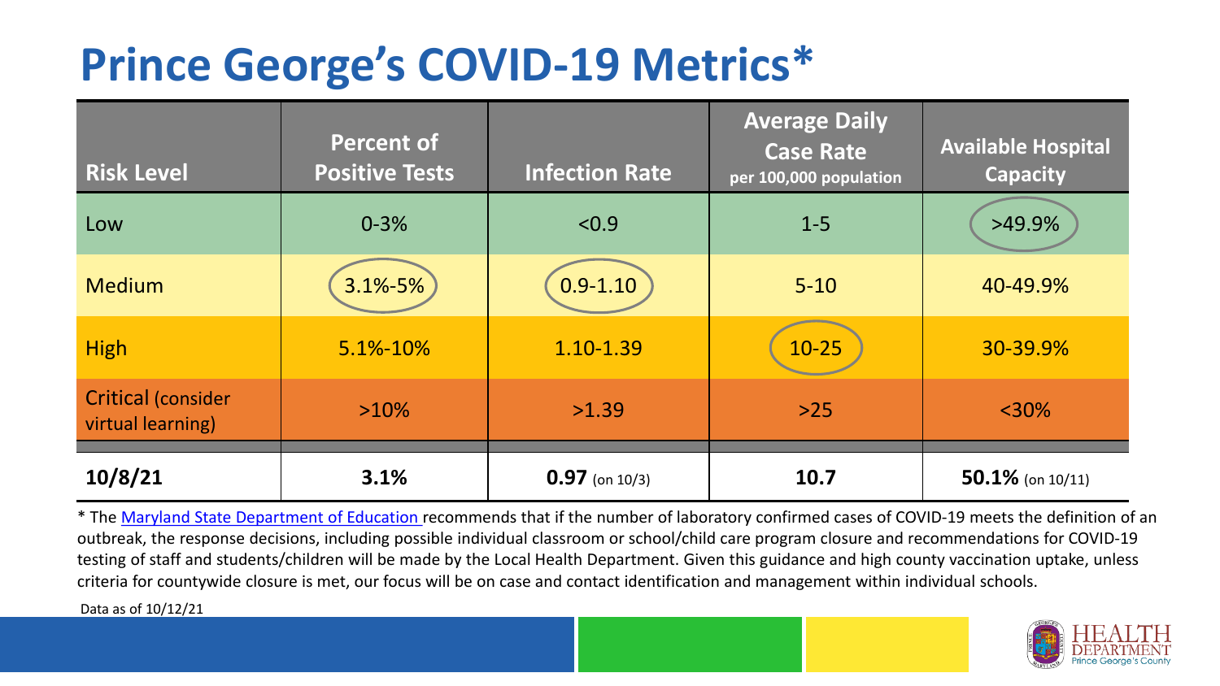# Prince George's COVID-19 Metrics*

| Risk Level | Percent of Positive Tests | Infection Rate | Average Daily Case Rate per 100,000 population | Available Hospital Capacity |
|---|---|---|---|---|
| Low | 0-3% | <0.9 | 1-5 | >49.9% |
| Medium | 3.1%-5% | 0.9-1.10 | 5-10 | 40-49.9% |
| High | 5.1%-10% | 1.10-1.39 | 10-25 | 30-39.9% |
| Critical (consider virtual learning) | >10% | >1.39 | >25 | <30% |
| **10/8/21** | **3.1%** | **0.97** (on 10/3) | **10.7** | **50.1%** (on 10/11) |

* The Maryland State Department of Education recommends that if the number of laboratory confirmed cases of COVID-19 meets the definition of an outbreak, the response decisions, including possible individual classroom or school/child care program closure and recommendations for COVID-19 testing of staff and students/children will be made by the Local Health Department. Given this guidance and high county vaccination uptake, unless criteria for countywide closure is met, our focus will be on case and contact identification and management within individual schools.

Data as of 10/12/21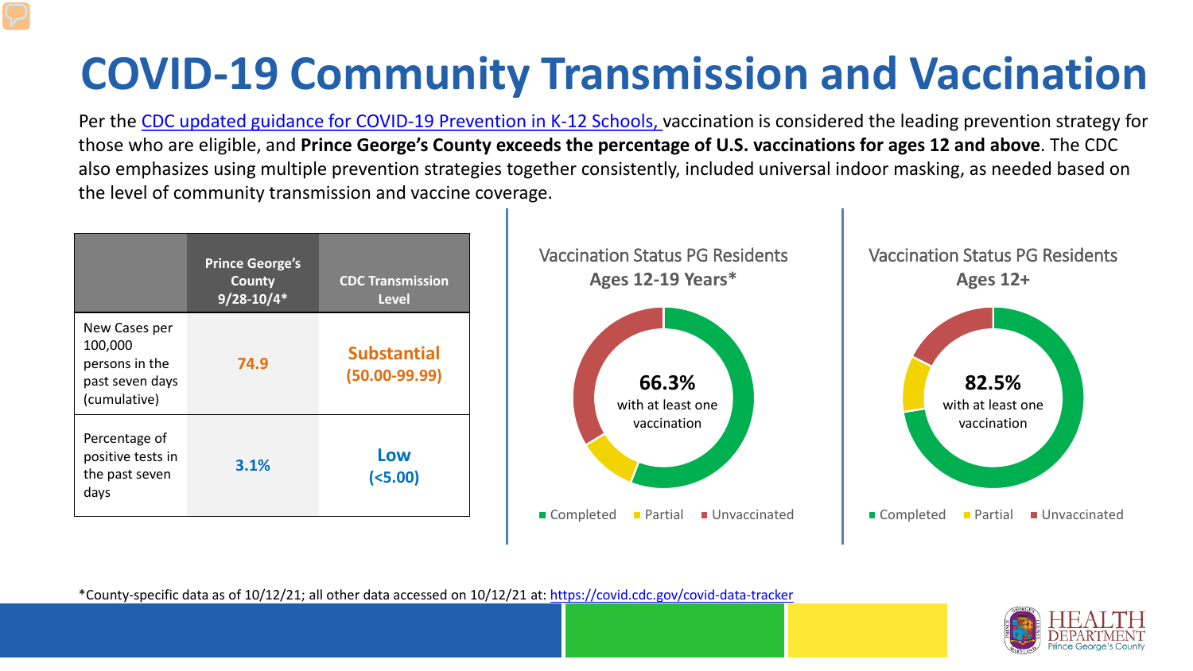# COVID-19 Community Transmission and Vaccination

Per the CDC updated guidance for COVID-19 Prevention in K-12 Schools, vaccination is considered the leading prevention strategy for those who are eligible, and **Prince George's County exceeds the percentage of U.S. vaccinations for ages 12 and above**. The CDC also emphasizes using multiple prevention strategies together consistently, included universal indoor masking, as needed based on the level of community transmission and vaccine coverage.

| | Prince George's County 9/28-10/4* | CDC Transmission Level |
|---|---|---|
| New Cases per 100,000 persons in the past seven days (cumulative) | 74.9 | Substantial (50.00-99.99) |
| Percentage of positive tests in the past seven days | 3.1% | Low (<5.00) |

Vaccination Status PG Residents Ages 12-19 Years*

**66.3%** with at least one vaccination

Completed | Partial | Unvaccinated

Vaccination Status PG Residents Ages 12+

**82.5%** with at least one vaccination

Completed | Partial | Unvaccinated

*County-specific data as of 10/12/21; all other data accessed on 10/12/21 at: https://covid.cdc.gov/covid-data-tracker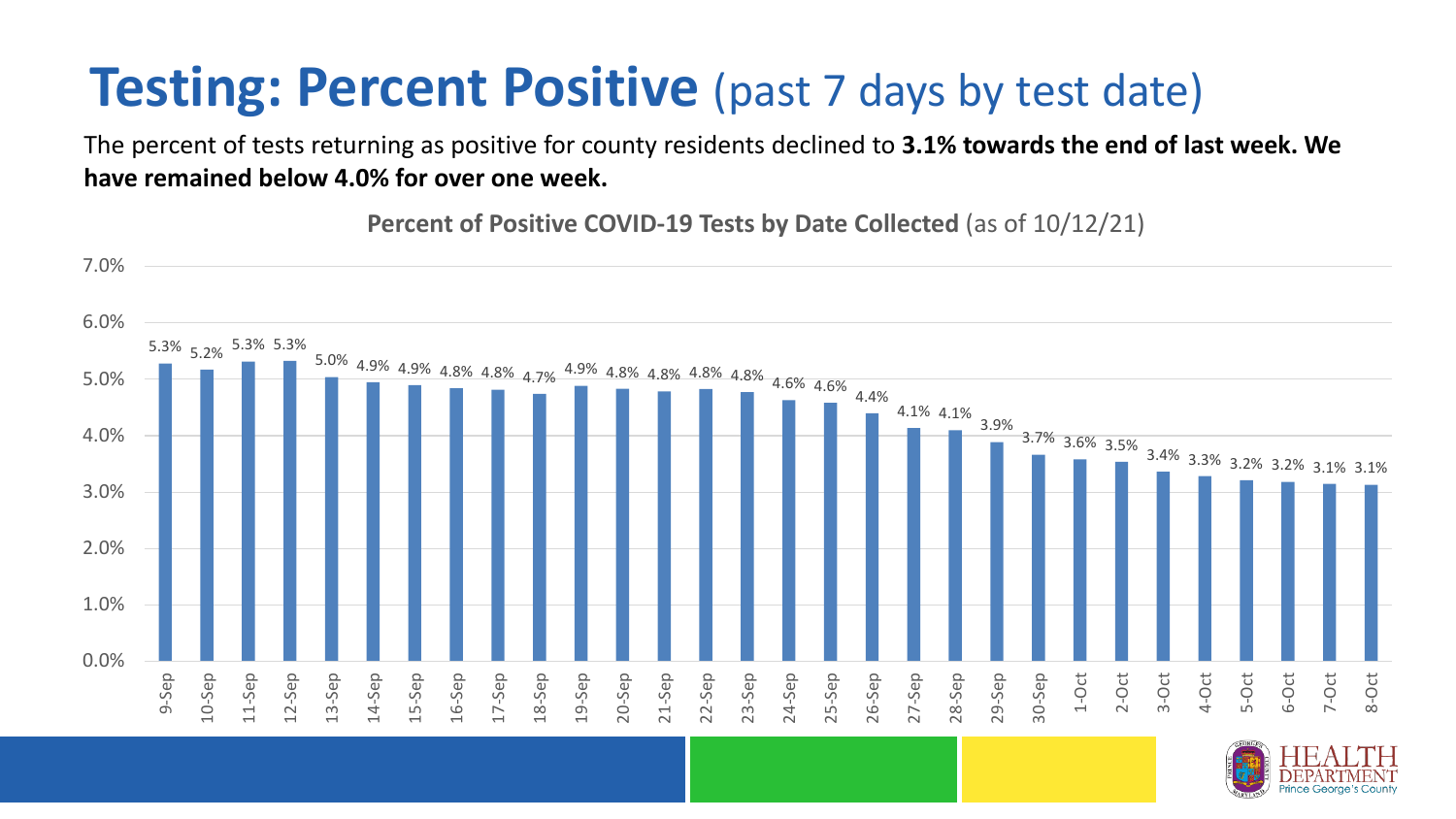# Testing: Percent Positive (past 7 days by test date)

The percent of tests returning as positive for county residents declined to **3.1% towards the end of last week. We have remained below 4.0% for over one week.**

**Percent of Positive COVID-19 Tests by Date Collected** (as of 10/12/21)

| Date | Percent Positive |
|---|---|
| 9-Sep | 5.3% |
| 10-Sep | 5.2% |
| 11-Sep | 5.3% |
| 12-Sep | 5.3% |
| 13-Sep | 5.0% |
| 14-Sep | 4.9% |
| 15-Sep | 4.9% |
| 16-Sep | 4.8% |
| 17-Sep | 4.8% |
| 18-Sep | 4.7% |
| 19-Sep | 4.9% |
| 20-Sep | 4.8% |
| 21-Sep | 4.8% |
| 22-Sep | 4.8% |
| 23-Sep | 4.8% |
| 24-Sep | 4.6% |
| 25-Sep | 4.6% |
| 26-Sep | 4.4% |
| 27-Sep | 4.1% |
| 28-Sep | 4.1% |
| 29-Sep | 3.9% |
| 30-Sep | 3.7% |
| 1-Oct | 3.6% |
| 2-Oct | 3.5% |
| 3-Oct | 3.4% |
| 4-Oct | 3.3% |
| 5-Oct | 3.2% |
| 6-Oct | 3.2% |
| 7-Oct | 3.1% |
| 8-Oct | 3.1% |

HEALTH DEPARTMENT Prince George's County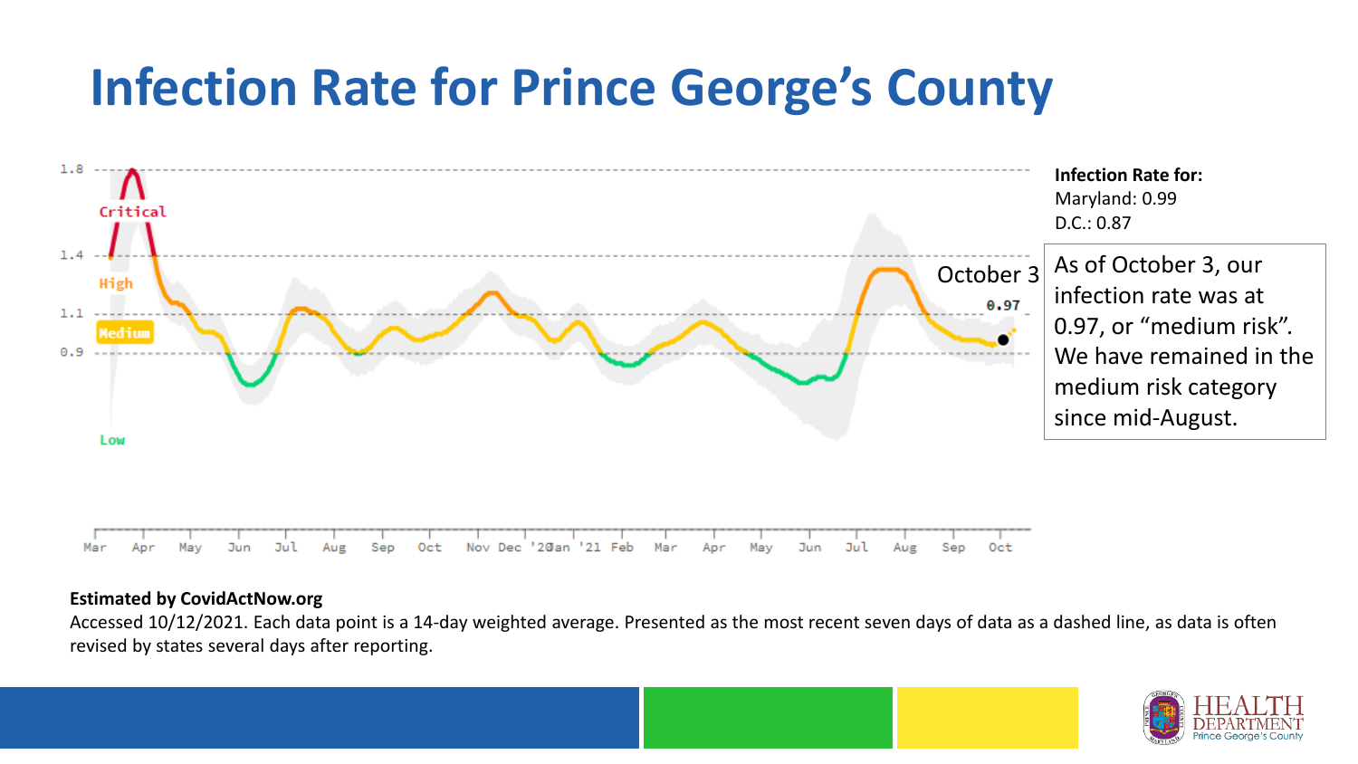# Infection Rate for Prince George's County

**Infection Rate for:**
Maryland: 0.99
D.C.: 0.87

As of October 3, our infection rate was at 0.97, or "medium risk". We have remained in the medium risk category since mid-August.

**Estimated by CovidActNow.org**

Accessed 10/12/2021. Each data point is a 14-day weighted average. Presented as the most recent seven days of data as a dashed line, as data is often revised by states several days after reporting.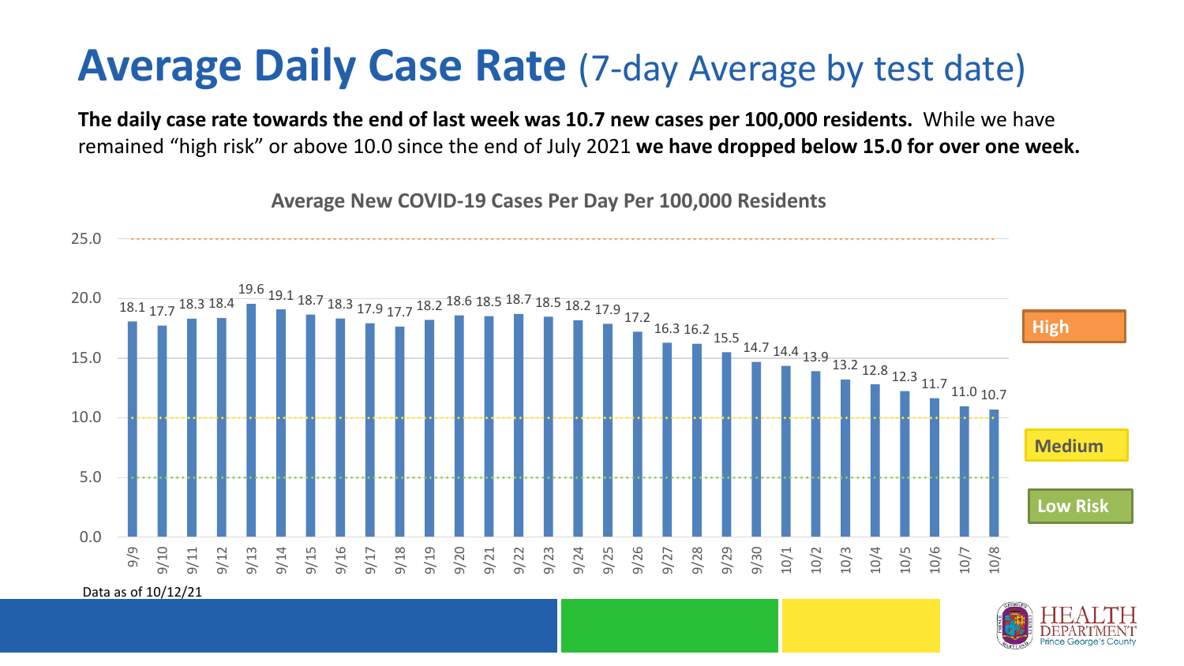# **Average Daily Case Rate** (7-day Average by test date)

**The daily case rate towards the end of last week was 10.7 new cases per 100,000 residents.** While we have remained "high risk" or above 10.0 since the end of July 2021 **we have dropped below 15.0 for over one week.**

**Average New COVID-19 Cases Per Day Per 100,000 Residents**

| Date | Cases per 100,000 |
|---|---|
| 9/9 | 18.1 |
| 9/10 | 17.7 |
| 9/11 | 18.3 |
| 9/12 | 18.4 |
| 9/13 | 19.6 |
| 9/14 | 19.1 |
| 9/15 | 18.7 |
| 9/16 | 18.3 |
| 9/17 | 17.9 |
| 9/18 | 17.7 |
| 9/19 | 18.2 |
| 9/20 | 18.6 |
| 9/21 | 18.5 |
| 9/22 | 18.7 |
| 9/23 | 18.5 |
| 9/24 | 18.2 |
| 9/25 | 17.9 |
| 9/26 | 17.2 |
| 9/27 | 16.3 |
| 9/28 | 16.2 |
| 9/29 | 15.5 |
| 9/30 | 14.7 |
| 10/1 | 14.4 |
| 10/2 | 13.9 |
| 10/3 | 13.2 |
| 10/4 | 12.8 |
| 10/5 | 12.3 |
| 10/6 | 11.7 |
| 10/7 | 11.0 |
| 10/8 | 10.7 |

High

Medium

Low Risk

Data as of 10/12/21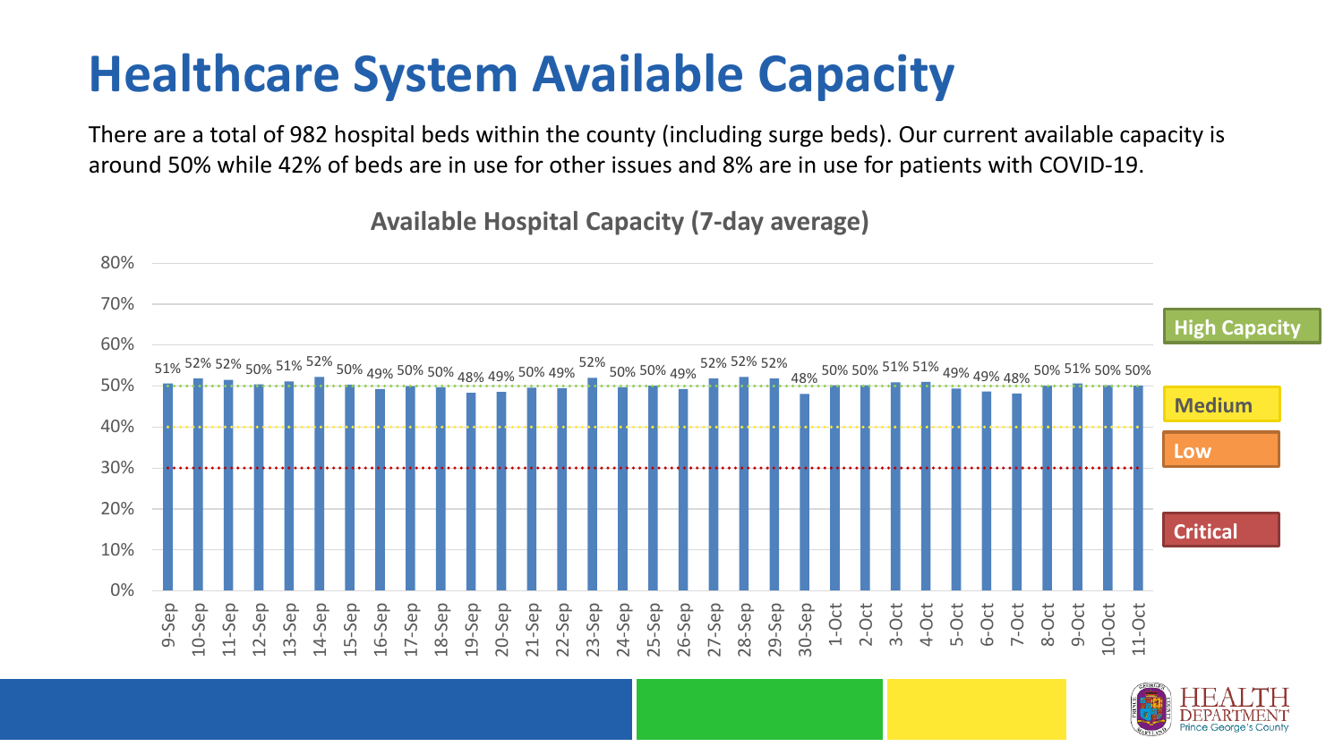# Healthcare System Available Capacity

There are a total of 982 hospital beds within the county (including surge beds). Our current available capacity is around 50% while 42% of beds are in use for other issues and 8% are in use for patients with COVID-19.

**Available Hospital Capacity (7-day average)**

80%
70%
60%
50%
40%
30%
20%
10%
0%

51% 52% 52% 50% 51% 52% 50% 49% 50% 50% 48% 49% 50% 49% 52% 50% 50% 49% 52% 52% 52% 48% 50% 50% 51% 51% 49% 49% 48% 50% 51% 50% 50%

9-Sep 10-Sep 11-Sep 12-Sep 13-Sep 14-Sep 15-Sep 16-Sep 17-Sep 18-Sep 19-Sep 20-Sep 21-Sep 22-Sep 23-Sep 24-Sep 25-Sep 26-Sep 27-Sep 28-Sep 29-Sep 30-Sep 1-Oct 2-Oct 3-Oct 4-Oct 5-Oct 6-Oct 7-Oct 8-Oct 9-Oct 10-Oct 11-Oct

High Capacity
Medium
Low
Critical

HEALTH DEPARTMENT
Prince George's County